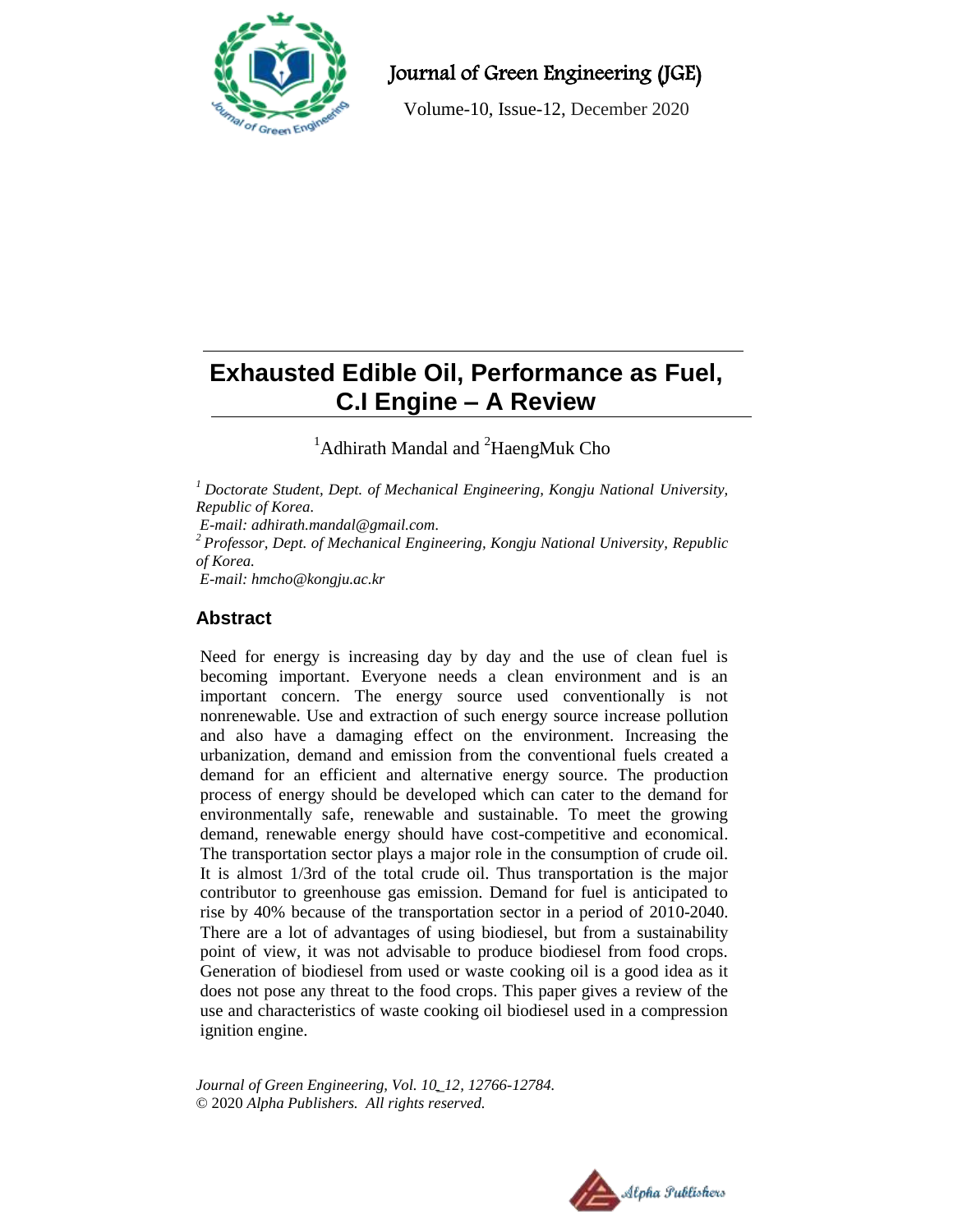# Exhausted Edible Oil, Performance as Fuel, C.I Engine – A Review

[1]Adhirath Mandal and [2]HaengMuk Cho

*[1] Doctorate Student, Dept. of Mechanical Engineering, Kongju National University, Republic of Korea.*
*E-mail: adhirath.mandal@gmail.com.*
*[2] Professor, Dept. of Mechanical Engineering, Kongju National University, Republic of Korea.*
*E-mail: hmcho@kongju.ac.kr*

## Abstract

Need for energy is increasing day by day and the use of clean fuel is becoming important. Everyone needs a clean environment and is an important concern. The energy source used conventionally is not nonrenewable. Use and extraction of such energy source increase pollution and also have a damaging effect on the environment. Increasing the urbanization, demand and emission from the conventional fuels created a demand for an efficient and alternative energy source. The production process of energy should be developed which can cater to the demand for environmentally safe, renewable and sustainable. To meet the growing demand, renewable energy should have cost-competitive and economical. The transportation sector plays a major role in the consumption of crude oil. It is almost 1/3rd of the total crude oil. Thus transportation is the major contributor to greenhouse gas emission. Demand for fuel is anticipated to rise by 40% because of the transportation sector in a period of 2010-2040. There are a lot of advantages of using biodiesel, but from a sustainability point of view, it was not advisable to produce biodiesel from food crops. Generation of biodiesel from used or waste cooking oil is a good idea as it does not pose any threat to the food crops. This paper gives a review of the use and characteristics of waste cooking oil biodiesel used in a compression ignition engine.

*Journal of Green Engineering, Vol. 10_12, 12766-12784.*
© 2020 *Alpha Publishers. All rights reserved.*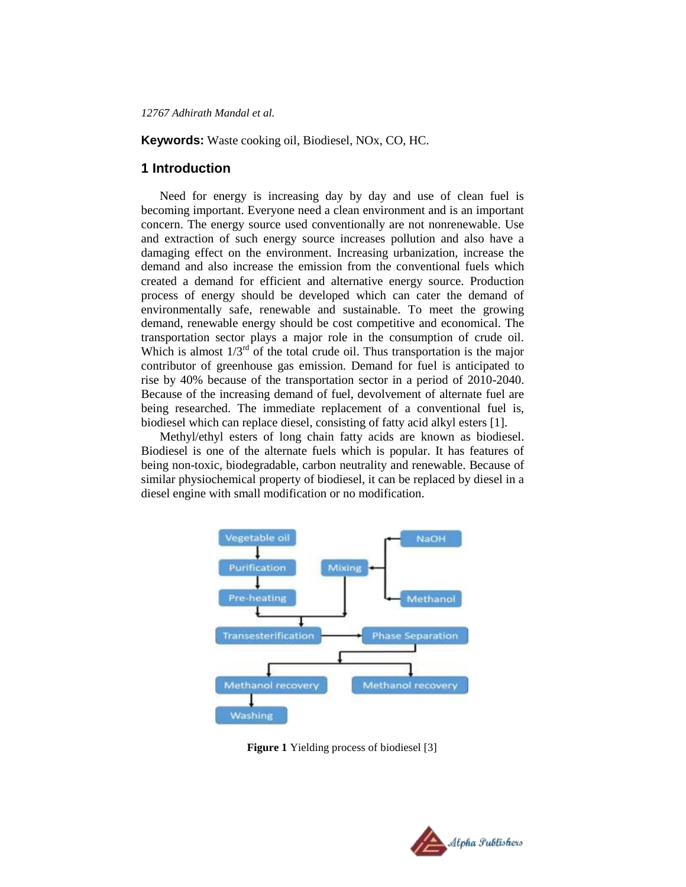**Keywords:** Waste cooking oil, Biodiesel, NOx, CO, HC.

## 1 Introduction

Need for energy is increasing day by day and use of clean fuel is becoming important. Everyone need a clean environment and is an important concern. The energy source used conventionally are not nonrenewable. Use and extraction of such energy source increases pollution and also have a damaging effect on the environment. Increasing urbanization, increase the demand and also increase the emission from the conventional fuels which created a demand for efficient and alternative energy source. Production process of energy should be developed which can cater the demand of environmentally safe, renewable and sustainable. To meet the growing demand, renewable energy should be cost competitive and economical. The transportation sector plays a major role in the consumption of crude oil. Which is almost 1/3rd of the total crude oil. Thus transportation is the major contributor of greenhouse gas emission. Demand for fuel is anticipated to rise by 40% because of the transportation sector in a period of 2010-2040. Because of the increasing demand of fuel, devolvement of alternate fuel are being researched. The immediate replacement of a conventional fuel is, biodiesel which can replace diesel, consisting of fatty acid alkyl esters [1].

Methyl/ethyl esters of long chain fatty acids are known as biodiesel. Biodiesel is one of the alternate fuels which is popular. It has features of being non-toxic, biodegradable, carbon neutrality and renewable. Because of similar physiochemical property of biodiesel, it can be replaced by diesel in a diesel engine with small modification or no modification.

**Figure 1** Yielding process of biodiesel [3]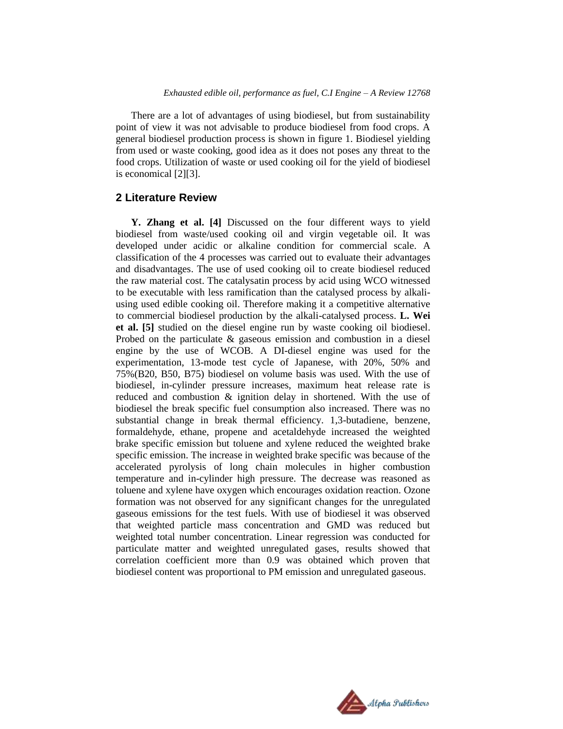There are a lot of advantages of using biodiesel, but from sustainability point of view it was not advisable to produce biodiesel from food crops. A general biodiesel production process is shown in figure 1. Biodiesel yielding from used or waste cooking, good idea as it does not poses any threat to the food crops. Utilization of waste or used cooking oil for the yield of biodiesel is economical [2][3].

## 2 Literature Review

**Y. Zhang et al. [4]** Discussed on the four different ways to yield biodiesel from waste/used cooking oil and virgin vegetable oil. It was developed under acidic or alkaline condition for commercial scale. A classification of the 4 processes was carried out to evaluate their advantages and disadvantages. The use of used cooking oil to create biodiesel reduced the raw material cost. The catalysatin process by acid using WCO witnessed to be executable with less ramification than the catalysed process by alkali-using used edible cooking oil. Therefore making it a competitive alternative to commercial biodiesel production by the alkali-catalysed process. **L. Wei et al. [5]** studied on the diesel engine run by waste cooking oil biodiesel. Probed on the particulate & gaseous emission and combustion in a diesel engine by the use of WCOB. A DI-diesel engine was used for the experimentation, 13-mode test cycle of Japanese, with 20%, 50% and 75%(B20, B50, B75) biodiesel on volume basis was used. With the use of biodiesel, in-cylinder pressure increases, maximum heat release rate is reduced and combustion & ignition delay in shortened. With the use of biodiesel the break specific fuel consumption also increased. There was no substantial change in break thermal efficiency. 1,3-butadiene, benzene, formaldehyde, ethane, propene and acetaldehyde increased the weighted brake specific emission but toluene and xylene reduced the weighted brake specific emission. The increase in weighted brake specific was because of the accelerated pyrolysis of long chain molecules in higher combustion temperature and in-cylinder high pressure. The decrease was reasoned as toluene and xylene have oxygen which encourages oxidation reaction. Ozone formation was not observed for any significant changes for the unregulated gaseous emissions for the test fuels. With use of biodiesel it was observed that weighted particle mass concentration and GMD was reduced but weighted total number concentration. Linear regression was conducted for particulate matter and weighted unregulated gases, results showed that correlation coefficient more than 0.9 was obtained which proven that biodiesel content was proportional to PM emission and unregulated gaseous.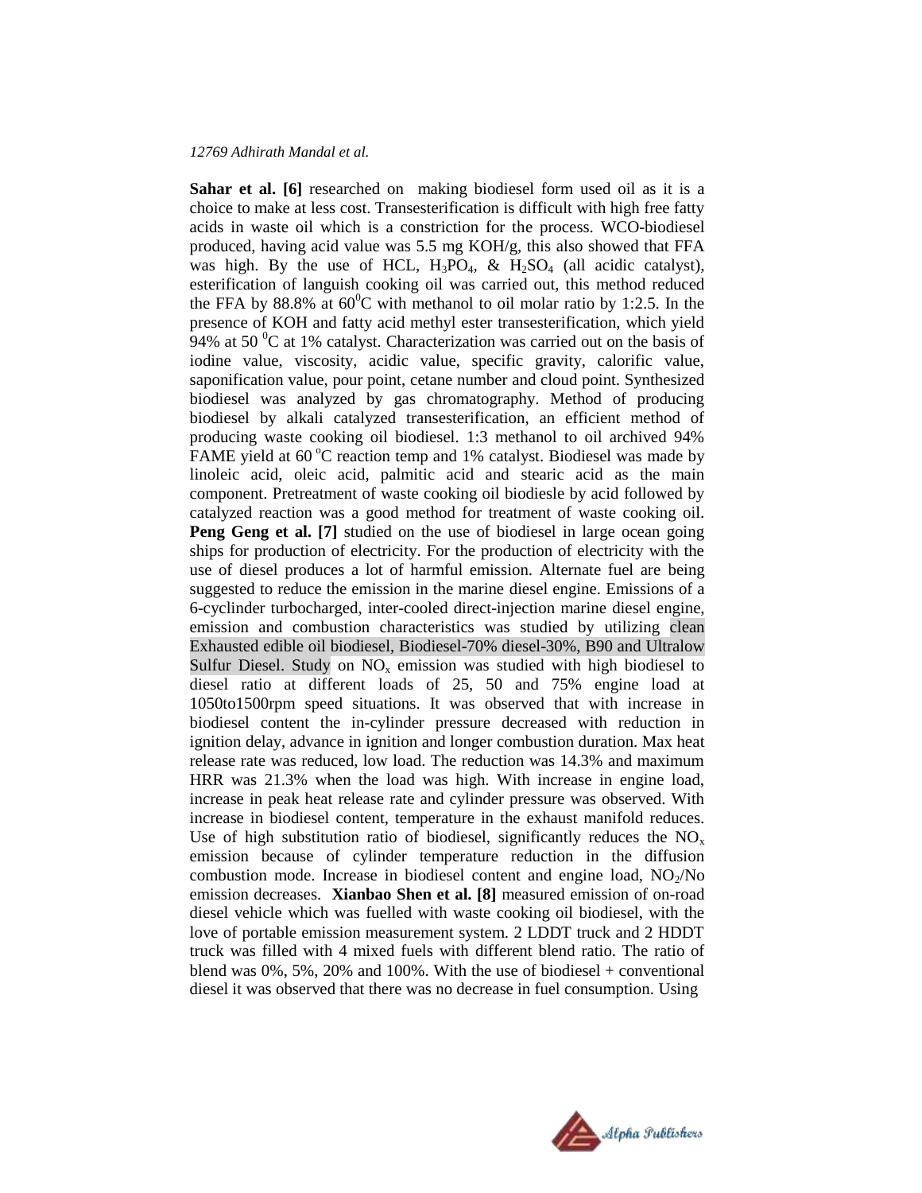**Sahar et al. [6]** researched on making biodiesel form used oil as it is a choice to make at less cost. Transesterification is difficult with high free fatty acids in waste oil which is a constriction for the process. WCO-biodiesel produced, having acid value was 5.5 mg KOH/g, this also showed that FFA was high. By the use of HCL, $H_3PO_4$, & $H_2SO_4$ (all acidic catalyst), esterification of languish cooking oil was carried out, this method reduced the FFA by 88.8% at $60^0$C with methanol to oil molar ratio by 1:2.5. In the presence of KOH and fatty acid methyl ester transesterification, which yield 94% at 50 $^0$C at 1% catalyst. Characterization was carried out on the basis of iodine value, viscosity, acidic value, specific gravity, calorific value, saponification value, pour point, cetane number and cloud point. Synthesized biodiesel was analyzed by gas chromatography. Method of producing biodiesel by alkali catalyzed transesterification, an efficient method of producing waste cooking oil biodiesel. 1:3 methanol to oil archived 94% FAME yield at 60 $^o$C reaction temp and 1% catalyst. Biodiesel was made by linoleic acid, oleic acid, palmitic acid and stearic acid as the main component. Pretreatment of waste cooking oil biodiesle by acid followed by catalyzed reaction was a good method for treatment of waste cooking oil. **Peng Geng et al. [7]** studied on the use of biodiesel in large ocean going ships for production of electricity. For the production of electricity with the use of diesel produces a lot of harmful emission. Alternate fuel are being suggested to reduce the emission in the marine diesel engine. Emissions of a 6-cyclinder turbocharged, inter-cooled direct-injection marine diesel engine, emission and combustion characteristics was studied by utilizing clean Exhausted edible oil biodiesel, Biodiesel-70% diesel-30%, B90 and Ultralow Sulfur Diesel. Study on $NO_x$ emission was studied with high biodiesel to diesel ratio at different loads of 25, 50 and 75% engine load at 1050to1500rpm speed situations. It was observed that with increase in biodiesel content the in-cylinder pressure decreased with reduction in ignition delay, advance in ignition and longer combustion duration. Max heat release rate was reduced, low load. The reduction was 14.3% and maximum HRR was 21.3% when the load was high. With increase in engine load, increase in peak heat release rate and cylinder pressure was observed. With increase in biodiesel content, temperature in the exhaust manifold reduces. Use of high substitution ratio of biodiesel, significantly reduces the $NO_x$ emission because of cylinder temperature reduction in the diffusion combustion mode. Increase in biodiesel content and engine load, $NO_2$/No emission decreases. **Xianbao Shen et al. [8]** measured emission of on-road diesel vehicle which was fuelled with waste cooking oil biodiesel, with the love of portable emission measurement system. 2 LDDT truck and 2 HDDT truck was filled with 4 mixed fuels with different blend ratio. The ratio of blend was 0%, 5%, 20% and 100%. With the use of biodiesel + conventional diesel it was observed that there was no decrease in fuel consumption. Using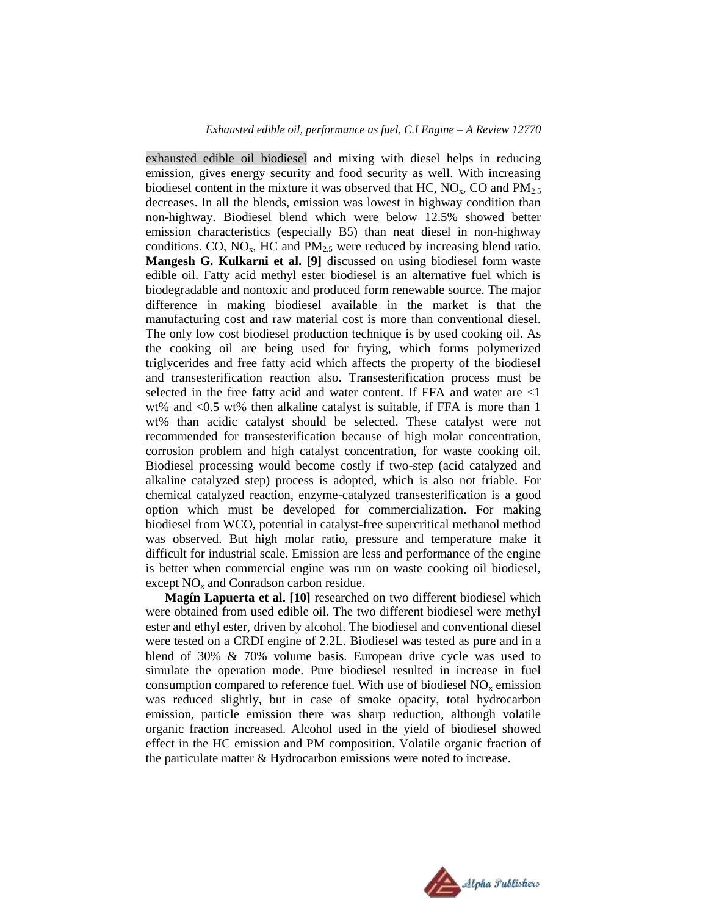exhausted edible oil biodiesel and mixing with diesel helps in reducing emission, gives energy security and food security as well. With increasing biodiesel content in the mixture it was observed that HC, $NO_x$, CO and $PM_{2.5}$ decreases. In all the blends, emission was lowest in highway condition than non-highway. Biodiesel blend which were below 12.5% showed better emission characteristics (especially B5) than neat diesel in non-highway conditions. CO, $NO_x$, HC and $PM_{2.5}$ were reduced by increasing blend ratio. **Mangesh G. Kulkarni et al. [9]** discussed on using biodiesel form waste edible oil. Fatty acid methyl ester biodiesel is an alternative fuel which is biodegradable and nontoxic and produced form renewable source. The major difference in making biodiesel available in the market is that the manufacturing cost and raw material cost is more than conventional diesel. The only low cost biodiesel production technique is by used cooking oil. As the cooking oil are being used for frying, which forms polymerized triglycerides and free fatty acid which affects the property of the biodiesel and transesterification reaction also. Transesterification process must be selected in the free fatty acid and water content. If FFA and water are <1 wt% and <0.5 wt% then alkaline catalyst is suitable, if FFA is more than 1 wt% than acidic catalyst should be selected. These catalyst were not recommended for transesterification because of high molar concentration, corrosion problem and high catalyst concentration, for waste cooking oil. Biodiesel processing would become costly if two-step (acid catalyzed and alkaline catalyzed step) process is adopted, which is also not friable. For chemical catalyzed reaction, enzyme-catalyzed transesterification is a good option which must be developed for commercialization. For making biodiesel from WCO, potential in catalyst-free supercritical methanol method was observed. But high molar ratio, pressure and temperature make it difficult for industrial scale. Emission are less and performance of the engine is better when commercial engine was run on waste cooking oil biodiesel, except $NO_x$ and Conradson carbon residue.

**Magín Lapuerta et al. [10]** researched on two different biodiesel which were obtained from used edible oil. The two different biodiesel were methyl ester and ethyl ester, driven by alcohol. The biodiesel and conventional diesel were tested on a CRDI engine of 2.2L. Biodiesel was tested as pure and in a blend of 30% & 70% volume basis. European drive cycle was used to simulate the operation mode. Pure biodiesel resulted in increase in fuel consumption compared to reference fuel. With use of biodiesel $NO_x$ emission was reduced slightly, but in case of smoke opacity, total hydrocarbon emission, particle emission there was sharp reduction, although volatile organic fraction increased. Alcohol used in the yield of biodiesel showed effect in the HC emission and PM composition. Volatile organic fraction of the particulate matter & Hydrocarbon emissions were noted to increase.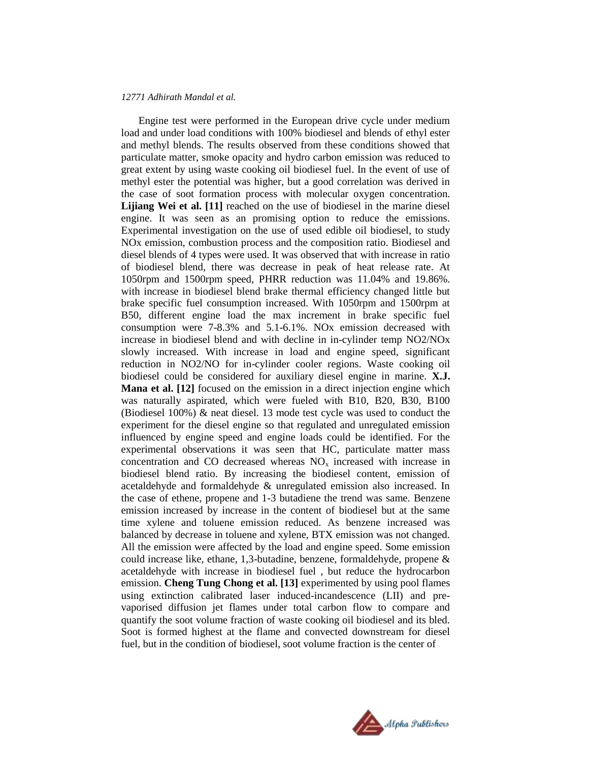Engine test were performed in the European drive cycle under medium load and under load conditions with 100% biodiesel and blends of ethyl ester and methyl blends. The results observed from these conditions showed that particulate matter, smoke opacity and hydro carbon emission was reduced to great extent by using waste cooking oil biodiesel fuel. In the event of use of methyl ester the potential was higher, but a good correlation was derived in the case of soot formation process with molecular oxygen concentration. **Lijiang Wei et al. [11]** reached on the use of biodiesel in the marine diesel engine. It was seen as an promising option to reduce the emissions. Experimental investigation on the use of used edible oil biodiesel, to study NOx emission, combustion process and the composition ratio. Biodiesel and diesel blends of 4 types were used. It was observed that with increase in ratio of biodiesel blend, there was decrease in peak of heat release rate. At 1050rpm and 1500rpm speed, PHRR reduction was 11.04% and 19.86%. with increase in biodiesel blend brake thermal efficiency changed little but brake specific fuel consumption increased. With 1050rpm and 1500rpm at B50, different engine load the max increment in brake specific fuel consumption were 7-8.3% and 5.1-6.1%. NOx emission decreased with increase in biodiesel blend and with decline in in-cylinder temp NO2/NOx slowly increased. With increase in load and engine speed, significant reduction in NO2/NO for in-cylinder cooler regions. Waste cooking oil biodiesel could be considered for auxiliary diesel engine in marine. **X.J. Mana et al. [12]** focused on the emission in a direct injection engine which was naturally aspirated, which were fueled with B10, B20, B30, B100 (Biodiesel 100%) & neat diesel. 13 mode test cycle was used to conduct the experiment for the diesel engine so that regulated and unregulated emission influenced by engine speed and engine loads could be identified. For the experimental observations it was seen that HC, particulate matter mass concentration and CO decreased whereas $NO_x$ increased with increase in biodiesel blend ratio. By increasing the biodiesel content, emission of acetaldehyde and formaldehyde & unregulated emission also increased. In the case of ethene, propene and 1-3 butadiene the trend was same. Benzene emission increased by increase in the content of biodiesel but at the same time xylene and toluene emission reduced. As benzene increased was balanced by decrease in toluene and xylene, BTX emission was not changed. All the emission were affected by the load and engine speed. Some emission could increase like, ethane, 1,3-butadine, benzene, formaldehyde, propene & acetaldehyde with increase in biodiesel fuel , but reduce the hydrocarbon emission. **Cheng Tung Chong et al. [13]** experimented by using pool flames using extinction calibrated laser induced-incandescence (LII) and pre-vaporised diffusion jet flames under total carbon flow to compare and quantify the soot volume fraction of waste cooking oil biodiesel and its bled. Soot is formed highest at the flame and convected downstream for diesel fuel, but in the condition of biodiesel, soot volume fraction is the center of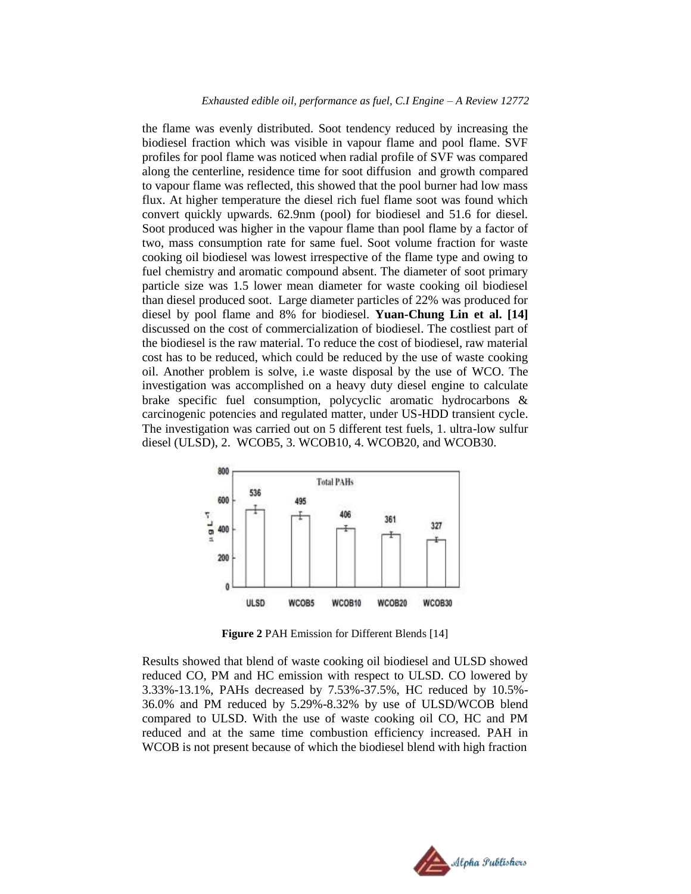the flame was evenly distributed. Soot tendency reduced by increasing the biodiesel fraction which was visible in vapour flame and pool flame. SVF profiles for pool flame was noticed when radial profile of SVF was compared along the centerline, residence time for soot diffusion and growth compared to vapour flame was reflected, this showed that the pool burner had low mass flux. At higher temperature the diesel rich fuel flame soot was found which convert quickly upwards. 62.9nm (pool) for biodiesel and 51.6 for diesel. Soot produced was higher in the vapour flame than pool flame by a factor of two, mass consumption rate for same fuel. Soot volume fraction for waste cooking oil biodiesel was lowest irrespective of the flame type and owing to fuel chemistry and aromatic compound absent. The diameter of soot primary particle size was 1.5 lower mean diameter for waste cooking oil biodiesel than diesel produced soot. Large diameter particles of 22% was produced for diesel by pool flame and 8% for biodiesel. **Yuan-Chung Lin et al. [14]** discussed on the cost of commercialization of biodiesel. The costliest part of the biodiesel is the raw material. To reduce the cost of biodiesel, raw material cost has to be reduced, which could be reduced by the use of waste cooking oil. Another problem is solve, i.e waste disposal by the use of WCO. The investigation was accomplished on a heavy duty diesel engine to calculate brake specific fuel consumption, polycyclic aromatic hydrocarbons & carcinogenic potencies and regulated matter, under US-HDD transient cycle. The investigation was carried out on 5 different test fuels, 1. ultra-low sulfur diesel (ULSD), 2. WCOB5, 3. WCOB10, 4. WCOB20, and WCOB30.

**Figure 2** PAH Emission for Different Blends [14]

Results showed that blend of waste cooking oil biodiesel and ULSD showed reduced CO, PM and HC emission with respect to ULSD. CO lowered by 3.33%-13.1%, PAHs decreased by 7.53%-37.5%, HC reduced by 10.5%-36.0% and PM reduced by 5.29%-8.32% by use of ULSD/WCOB blend compared to ULSD. With the use of waste cooking oil CO, HC and PM reduced and at the same time combustion efficiency increased. PAH in WCOB is not present because of which the biodiesel blend with high fraction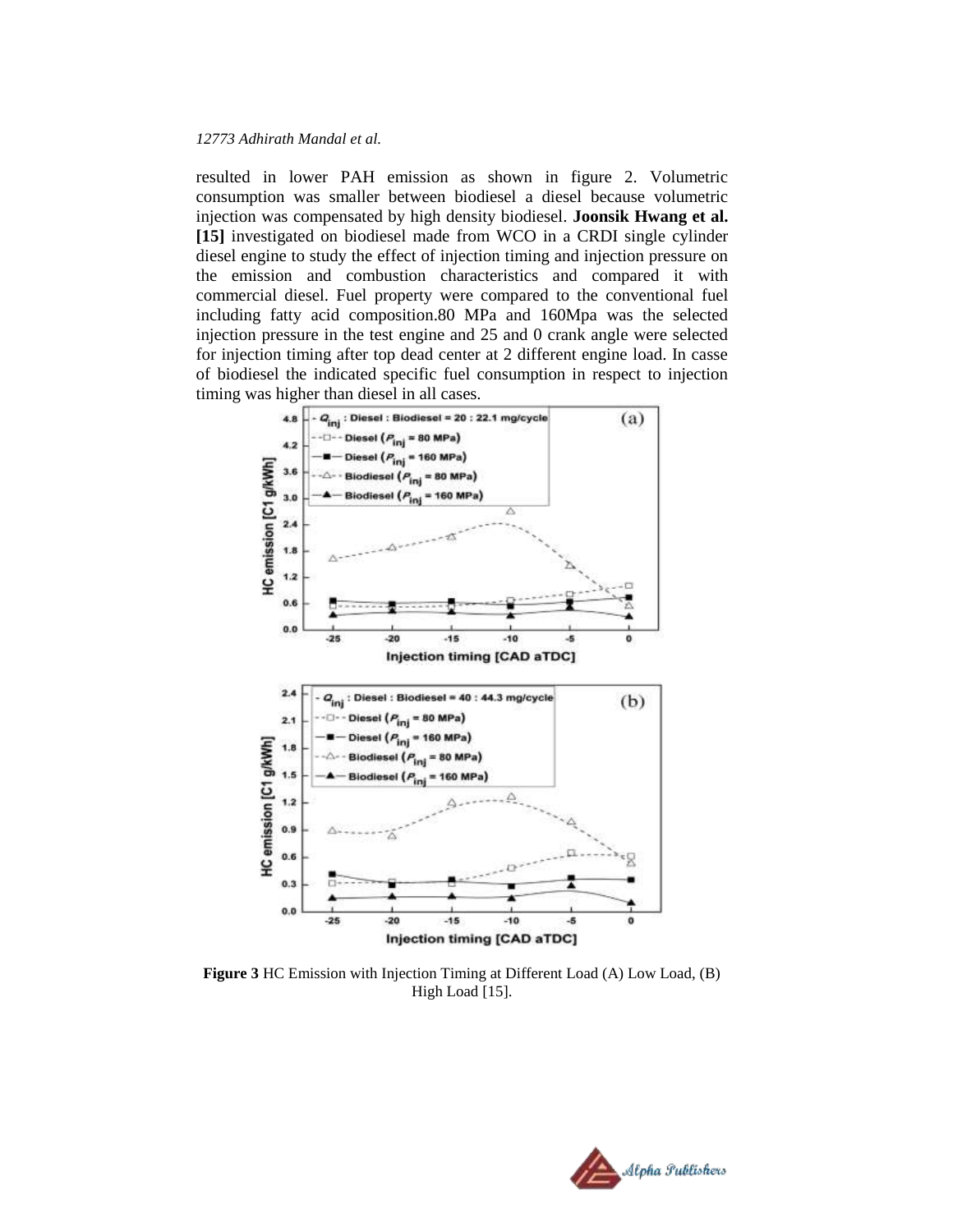resulted in lower PAH emission as shown in figure 2. Volumetric consumption was smaller between biodiesel a diesel because volumetric injection was compensated by high density biodiesel. **Joonsik Hwang et al. [15]** investigated on biodiesel made from WCO in a CRDI single cylinder diesel engine to study the effect of injection timing and injection pressure on the emission and combustion characteristics and compared it with commercial diesel. Fuel property were compared to the conventional fuel including fatty acid composition.80 MPa and 160Mpa was the selected injection pressure in the test engine and 25 and 0 crank angle were selected for injection timing after top dead center at 2 different engine load. In casse of biodiesel the indicated specific fuel consumption in respect to injection timing was higher than diesel in all cases.

**Figure 3** HC Emission with Injection Timing at Different Load (A) Low Load, (B) High Load [15].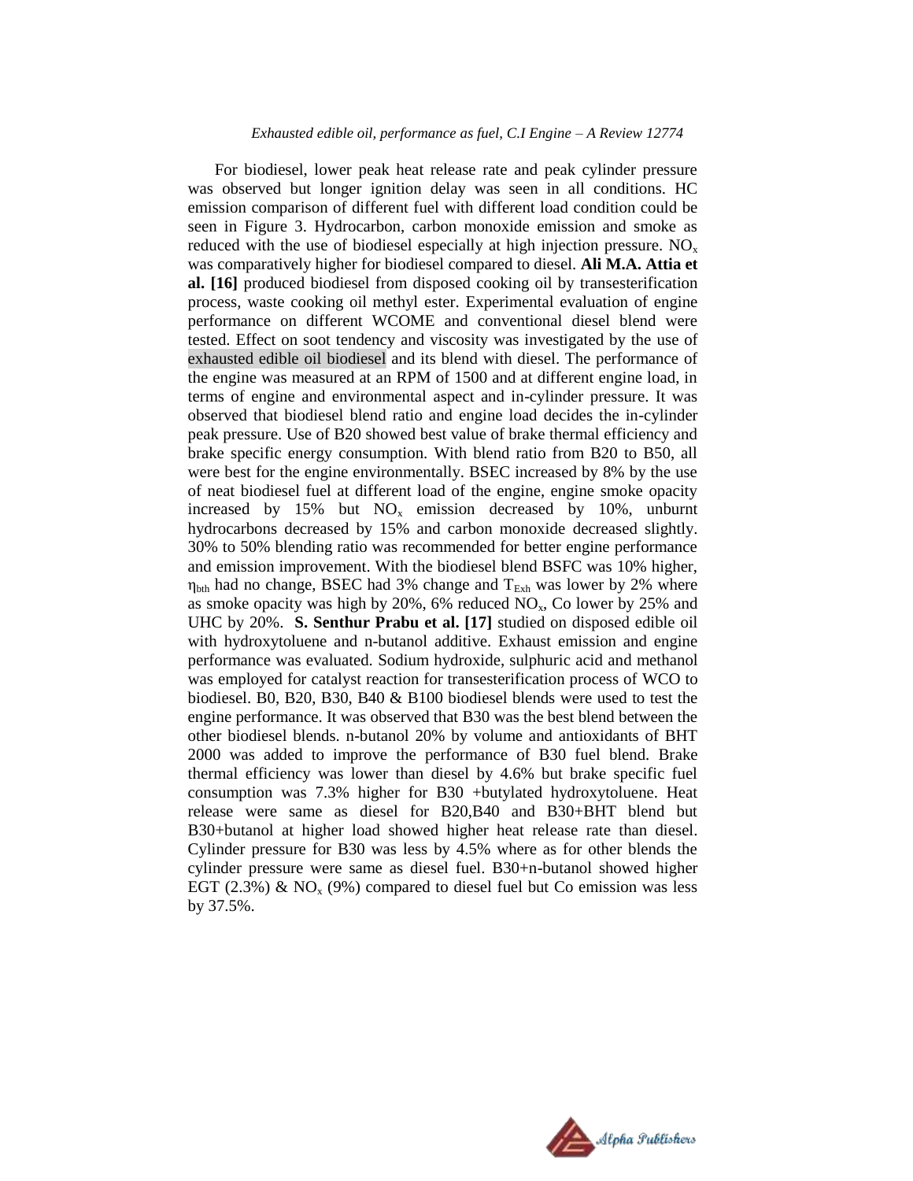For biodiesel, lower peak heat release rate and peak cylinder pressure was observed but longer ignition delay was seen in all conditions. HC emission comparison of different fuel with different load condition could be seen in Figure 3. Hydrocarbon, carbon monoxide emission and smoke as reduced with the use of biodiesel especially at high injection pressure. $NO_x$ was comparatively higher for biodiesel compared to diesel. **Ali M.A. Attia et al. [16]** produced biodiesel from disposed cooking oil by transesterification process, waste cooking oil methyl ester. Experimental evaluation of engine performance on different WCOME and conventional diesel blend were tested. Effect on soot tendency and viscosity was investigated by the use of exhausted edible oil biodiesel and its blend with diesel. The performance of the engine was measured at an RPM of 1500 and at different engine load, in terms of engine and environmental aspect and in-cylinder pressure. It was observed that biodiesel blend ratio and engine load decides the in-cylinder peak pressure. Use of B20 showed best value of brake thermal efficiency and brake specific energy consumption. With blend ratio from B20 to B50, all were best for the engine environmentally. BSEC increased by 8% by the use of neat biodiesel fuel at different load of the engine, engine smoke opacity increased by 15% but $NO_x$ emission decreased by 10%, unburnt hydrocarbons decreased by 15% and carbon monoxide decreased slightly. 30% to 50% blending ratio was recommended for better engine performance and emission improvement. With the biodiesel blend BSFC was 10% higher, $\eta_{bth}$ had no change, BSEC had 3% change and $T_{Exh}$ was lower by 2% where as smoke opacity was high by 20%, 6% reduced $NO_x$, Co lower by 25% and UHC by 20%. **S. Senthur Prabu et al. [17]** studied on disposed edible oil with hydroxytoluene and n-butanol additive. Exhaust emission and engine performance was evaluated. Sodium hydroxide, sulphuric acid and methanol was employed for catalyst reaction for transesterification process of WCO to biodiesel. B0, B20, B30, B40 & B100 biodiesel blends were used to test the engine performance. It was observed that B30 was the best blend between the other biodiesel blends. n-butanol 20% by volume and antioxidants of BHT 2000 was added to improve the performance of B30 fuel blend. Brake thermal efficiency was lower than diesel by 4.6% but brake specific fuel consumption was 7.3% higher for B30 +butylated hydroxytoluene. Heat release were same as diesel for B20,B40 and B30+BHT blend but B30+butanol at higher load showed higher heat release rate than diesel. Cylinder pressure for B30 was less by 4.5% where as for other blends the cylinder pressure were same as diesel fuel. B30+n-butanol showed higher EGT (2.3%) & $NO_x$ (9%) compared to diesel fuel but Co emission was less by 37.5%.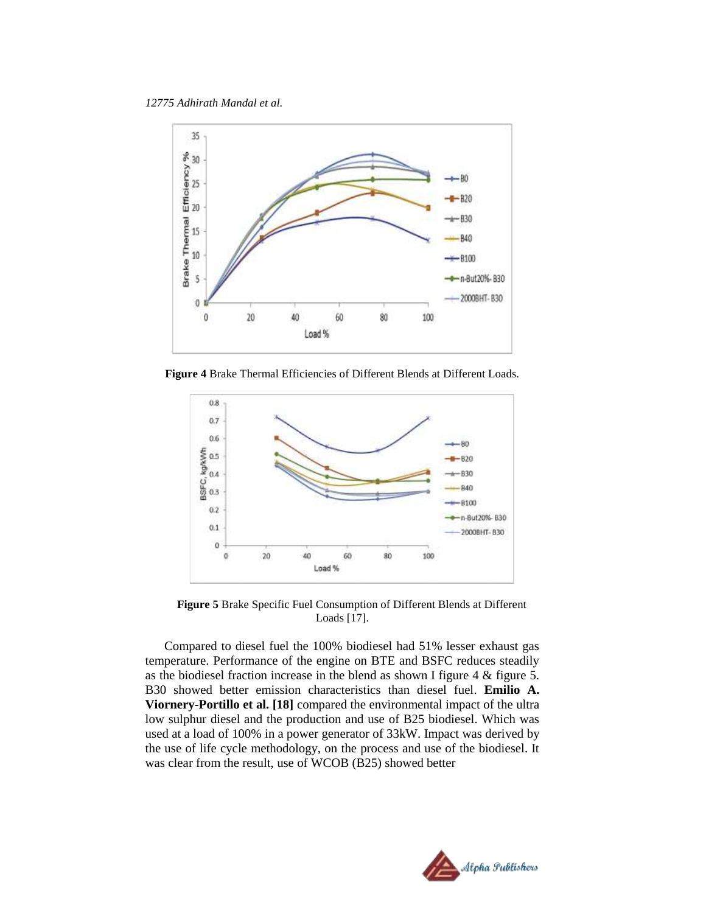**Figure 4** Brake Thermal Efficiencies of Different Blends at Different Loads.

**Figure 5** Brake Specific Fuel Consumption of Different Blends at Different Loads [17].

Compared to diesel fuel the 100% biodiesel had 51% lesser exhaust gas temperature. Performance of the engine on BTE and BSFC reduces steadily as the biodiesel fraction increase in the blend as shown I figure 4 & figure 5. B30 showed better emission characteristics than diesel fuel. **Emilio A. Viornery-Portillo et al. [18]** compared the environmental impact of the ultra low sulphur diesel and the production and use of B25 biodiesel. Which was used at a load of 100% in a power generator of 33kW. Impact was derived by the use of life cycle methodology, on the process and use of the biodiesel. It was clear from the result, use of WCOB (B25) showed better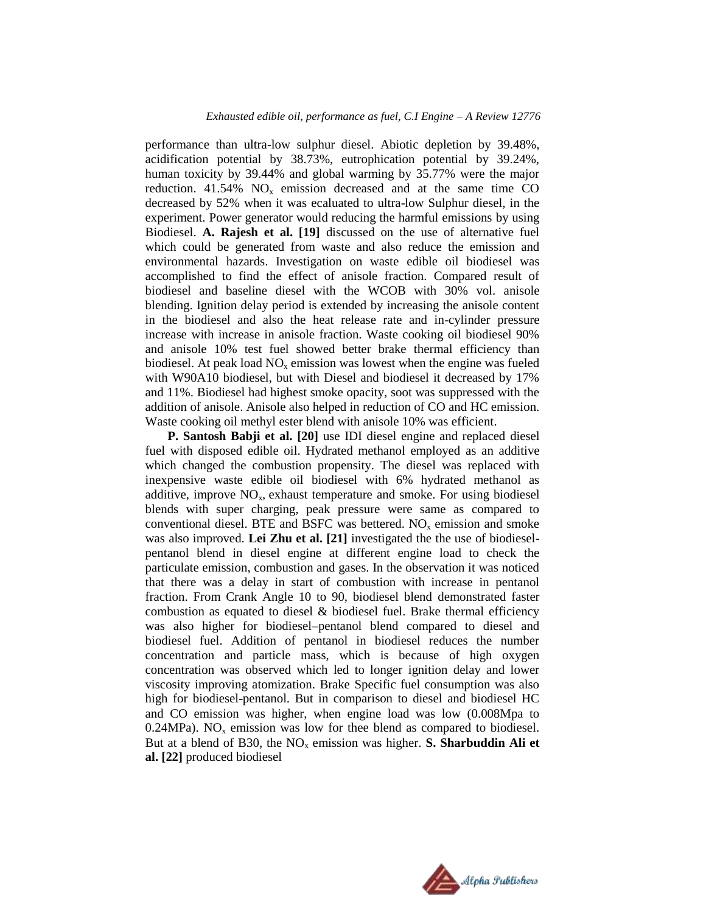performance than ultra-low sulphur diesel. Abiotic depletion by 39.48%, acidification potential by 38.73%, eutrophication potential by 39.24%, human toxicity by 39.44% and global warming by 35.77% were the major reduction. 41.54% $NO_x$ emission decreased and at the same time CO decreased by 52% when it was ecaluated to ultra-low Sulphur diesel, in the experiment. Power generator would reducing the harmful emissions by using Biodiesel. **A. Rajesh et al. [19]** discussed on the use of alternative fuel which could be generated from waste and also reduce the emission and environmental hazards. Investigation on waste edible oil biodiesel was accomplished to find the effect of anisole fraction. Compared result of biodiesel and baseline diesel with the WCOB with 30% vol. anisole blending. Ignition delay period is extended by increasing the anisole content in the biodiesel and also the heat release rate and in-cylinder pressure increase with increase in anisole fraction. Waste cooking oil biodiesel 90% and anisole 10% test fuel showed better brake thermal efficiency than biodiesel. At peak load $NO_x$ emission was lowest when the engine was fueled with W90A10 biodiesel, but with Diesel and biodiesel it decreased by 17% and 11%. Biodiesel had highest smoke opacity, soot was suppressed with the addition of anisole. Anisole also helped in reduction of CO and HC emission. Waste cooking oil methyl ester blend with anisole 10% was efficient.

**P. Santosh Babji et al. [20]** use IDI diesel engine and replaced diesel fuel with disposed edible oil. Hydrated methanol employed as an additive which changed the combustion propensity. The diesel was replaced with inexpensive waste edible oil biodiesel with 6% hydrated methanol as additive, improve $NO_x$, exhaust temperature and smoke. For using biodiesel blends with super charging, peak pressure were same as compared to conventional diesel. BTE and BSFC was bettered. $NO_x$ emission and smoke was also improved. **Lei Zhu et al. [21]** investigated the the use of biodiesel-pentanol blend in diesel engine at different engine load to check the particulate emission, combustion and gases. In the observation it was noticed that there was a delay in start of combustion with increase in pentanol fraction. From Crank Angle 10 to 90, biodiesel blend demonstrated faster combustion as equated to diesel & biodiesel fuel. Brake thermal efficiency was also higher for biodiesel–pentanol blend compared to diesel and biodiesel fuel. Addition of pentanol in biodiesel reduces the number concentration and particle mass, which is because of high oxygen concentration was observed which led to longer ignition delay and lower viscosity improving atomization. Brake Specific fuel consumption was also high for biodiesel-pentanol. But in comparison to diesel and biodiesel HC and CO emission was higher, when engine load was low (0.008Mpa to 0.24MPa). $NO_x$ emission was low for thee blend as compared to biodiesel. But at a blend of B30, the $NO_x$ emission was higher. **S. Sharbuddin Ali et al. [22]** produced biodiesel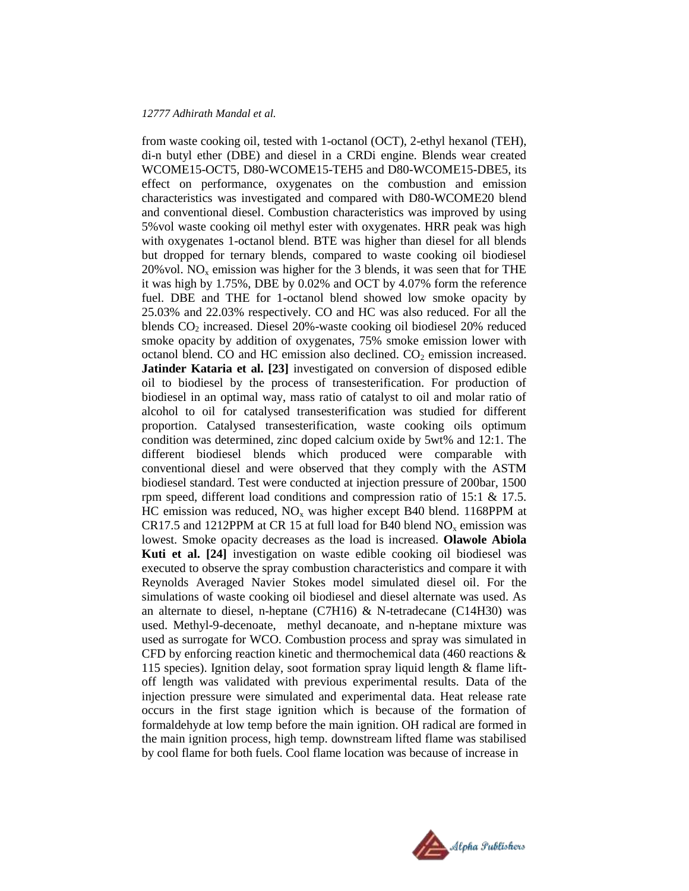from waste cooking oil, tested with 1-octanol (OCT), 2-ethyl hexanol (TEH), di-n butyl ether (DBE) and diesel in a CRDi engine. Blends wear created WCOME15-OCT5, D80-WCOME15-TEH5 and D80-WCOME15-DBE5, its effect on performance, oxygenates on the combustion and emission characteristics was investigated and compared with D80-WCOME20 blend and conventional diesel. Combustion characteristics was improved by using 5%vol waste cooking oil methyl ester with oxygenates. HRR peak was high with oxygenates 1-octanol blend. BTE was higher than diesel for all blends but dropped for ternary blends, compared to waste cooking oil biodiesel 20%vol. $NO_x$ emission was higher for the 3 blends, it was seen that for THE it was high by 1.75%, DBE by 0.02% and OCT by 4.07% form the reference fuel. DBE and THE for 1-octanol blend showed low smoke opacity by 25.03% and 22.03% respectively. CO and HC was also reduced. For all the blends $CO_2$ increased. Diesel 20%-waste cooking oil biodiesel 20% reduced smoke opacity by addition of oxygenates, 75% smoke emission lower with octanol blend. CO and HC emission also declined. $CO_2$ emission increased. **Jatinder Kataria et al. [23]** investigated on conversion of disposed edible oil to biodiesel by the process of transesterification. For production of biodiesel in an optimal way, mass ratio of catalyst to oil and molar ratio of alcohol to oil for catalysed transesterification was studied for different proportion. Catalysed transesterification, waste cooking oils optimum condition was determined, zinc doped calcium oxide by 5wt% and 12:1. The different biodiesel blends which produced were comparable with conventional diesel and were observed that they comply with the ASTM biodiesel standard. Test were conducted at injection pressure of 200bar, 1500 rpm speed, different load conditions and compression ratio of 15:1 & 17.5. HC emission was reduced, $NO_x$ was higher except B40 blend. 1168PPM at CR17.5 and 1212PPM at CR 15 at full load for B40 blend $NO_x$ emission was lowest. Smoke opacity decreases as the load is increased. **Olawole Abiola Kuti et al. [24]** investigation on waste edible cooking oil biodiesel was executed to observe the spray combustion characteristics and compare it with Reynolds Averaged Navier Stokes model simulated diesel oil. For the simulations of waste cooking oil biodiesel and diesel alternate was used. As an alternate to diesel, n-heptane ($C_7H_{16}$) & N-tetradecane ($C_{14}H_{30}$) was used. Methyl-9-decenoate, methyl decanoate, and n-heptane mixture was used as surrogate for WCO. Combustion process and spray was simulated in CFD by enforcing reaction kinetic and thermochemical data (460 reactions & 115 species). Ignition delay, soot formation spray liquid length & flame lift-off length was validated with previous experimental results. Data of the injection pressure were simulated and experimental data. Heat release rate occurs in the first stage ignition which is because of the formation of formaldehyde at low temp before the main ignition. OH radical are formed in the main ignition process, high temp. downstream lifted flame was stabilised by cool flame for both fuels. Cool flame location was because of increase in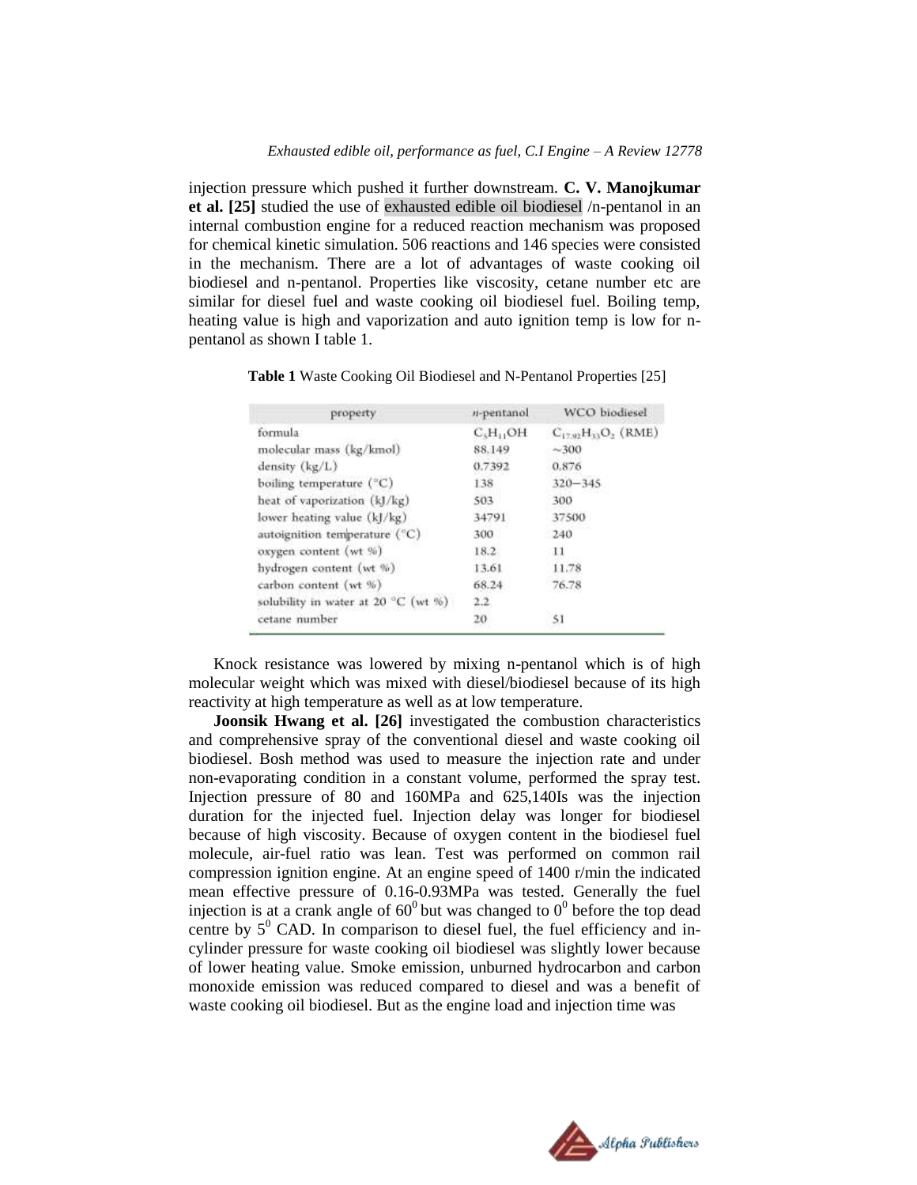injection pressure which pushed it further downstream. **C. V. Manojkumar et al. [25]** studied the use of exhausted edible oil biodiesel /n-pentanol in an internal combustion engine for a reduced reaction mechanism was proposed for chemical kinetic simulation. 506 reactions and 146 species were consisted in the mechanism. There are a lot of advantages of waste cooking oil biodiesel and n-pentanol. Properties like viscosity, cetane number etc are similar for diesel fuel and waste cooking oil biodiesel fuel. Boiling temp, heating value is high and vaporization and auto ignition temp is low for n-pentanol as shown I table 1.

**Table 1** Waste Cooking Oil Biodiesel and N-Pentanol Properties [25]

| property | n-pentanol | WCO biodiesel |
|---|---|---|
| formula | $C_5H_{11}OH$ | $C_{17.92}H_{33}O_2$ (RME) |
| molecular mass (kg/kmol) | 88.149 | ~300 |
| density (kg/L) | 0.7392 | 0.876 |
| boiling temperature (°C) | 138 | 320−345 |
| heat of vaporization (kJ/kg) | 503 | 300 |
| lower heating value (kJ/kg) | 34791 | 37500 |
| autoignition temperature (°C) | 300 | 240 |
| oxygen content (wt %) | 18.2 | 11 |
| hydrogen content (wt %) | 13.61 | 11.78 |
| carbon content (wt %) | 68.24 | 76.78 |
| solubility in water at 20 °C (wt %) | 2.2 | |
| cetane number | 20 | 51 |

Knock resistance was lowered by mixing n-pentanol which is of high molecular weight which was mixed with diesel/biodiesel because of its high reactivity at high temperature as well as at low temperature.

**Joonsik Hwang et al. [26]** investigated the combustion characteristics and comprehensive spray of the conventional diesel and waste cooking oil biodiesel. Bosh method was used to measure the injection rate and under non-evaporating condition in a constant volume, performed the spray test. Injection pressure of 80 and 160MPa and 625,140Is was the injection duration for the injected fuel. Injection delay was longer for biodiesel because of high viscosity. Because of oxygen content in the biodiesel fuel molecule, air-fuel ratio was lean. Test was performed on common rail compression ignition engine. At an engine speed of 1400 r/min the indicated mean effective pressure of 0.16-0.93MPa was tested. Generally the fuel injection is at a crank angle of $60^0$ but was changed to $0^0$ before the top dead centre by $5^0$ CAD. In comparison to diesel fuel, the fuel efficiency and in-cylinder pressure for waste cooking oil biodiesel was slightly lower because of lower heating value. Smoke emission, unburned hydrocarbon and carbon monoxide emission was reduced compared to diesel and was a benefit of waste cooking oil biodiesel. But as the engine load and injection time was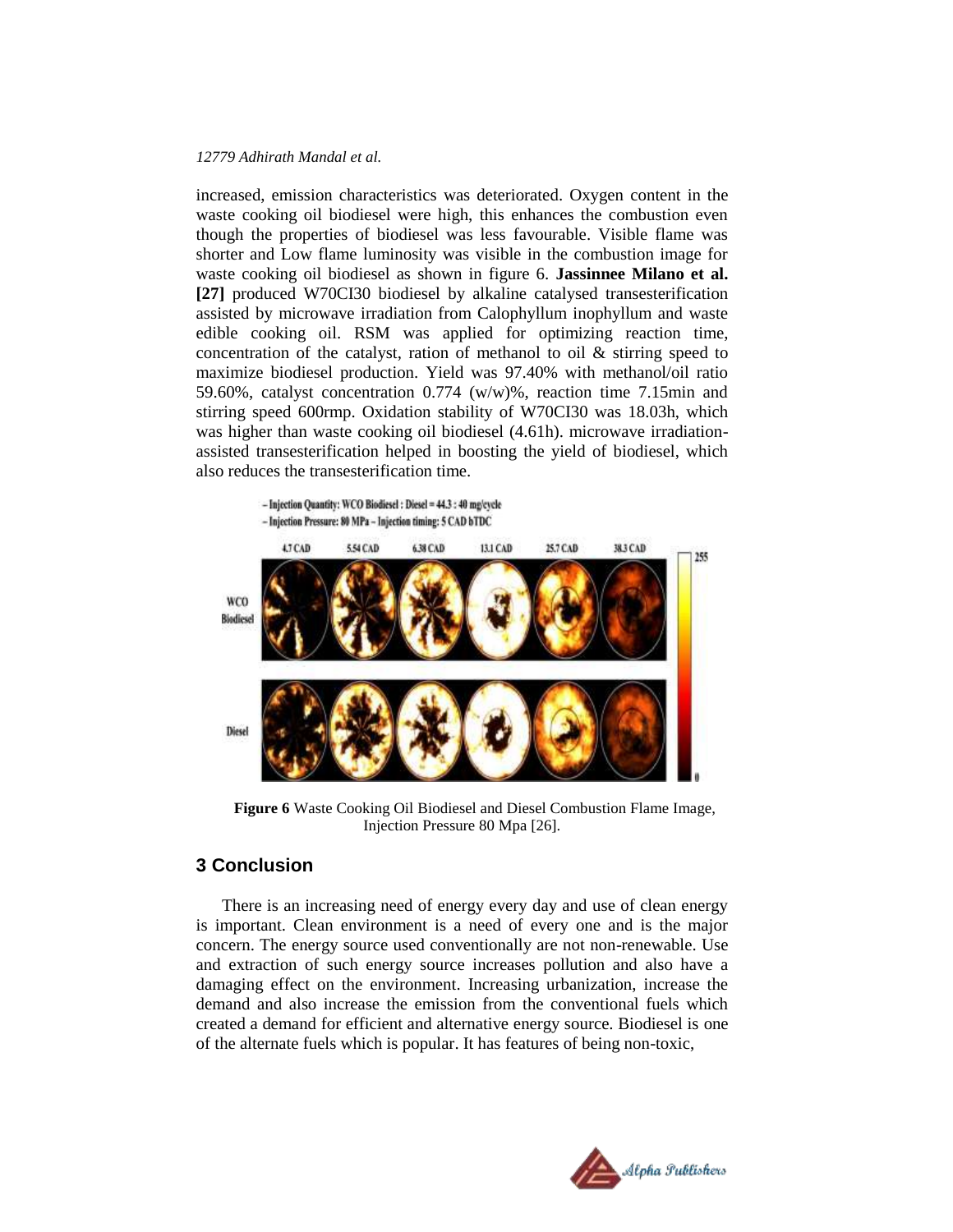increased, emission characteristics was deteriorated. Oxygen content in the waste cooking oil biodiesel were high, this enhances the combustion even though the properties of biodiesel was less favourable. Visible flame was shorter and Low flame luminosity was visible in the combustion image for waste cooking oil biodiesel as shown in figure 6. **Jassinnee Milano et al. [27]** produced W70CI30 biodiesel by alkaline catalysed transesterification assisted by microwave irradiation from Calophyllum inophyllum and waste edible cooking oil. RSM was applied for optimizing reaction time, concentration of the catalyst, ration of methanol to oil & stirring speed to maximize biodiesel production. Yield was 97.40% with methanol/oil ratio 59.60%, catalyst concentration 0.774 (w/w)%, reaction time 7.15min and stirring speed 600rmp. Oxidation stability of W70CI30 was 18.03h, which was higher than waste cooking oil biodiesel (4.61h). microwave irradiation-assisted transesterification helped in boosting the yield of biodiesel, which also reduces the transesterification time.

**Figure 6** Waste Cooking Oil Biodiesel and Diesel Combustion Flame Image, Injection Pressure 80 Mpa [26].

## 3 Conclusion

There is an increasing need of energy every day and use of clean energy is important. Clean environment is a need of every one and is the major concern. The energy source used conventionally are not non-renewable. Use and extraction of such energy source increases pollution and also have a damaging effect on the environment. Increasing urbanization, increase the demand and also increase the emission from the conventional fuels which created a demand for efficient and alternative energy source. Biodiesel is one of the alternate fuels which is popular. It has features of being non-toxic,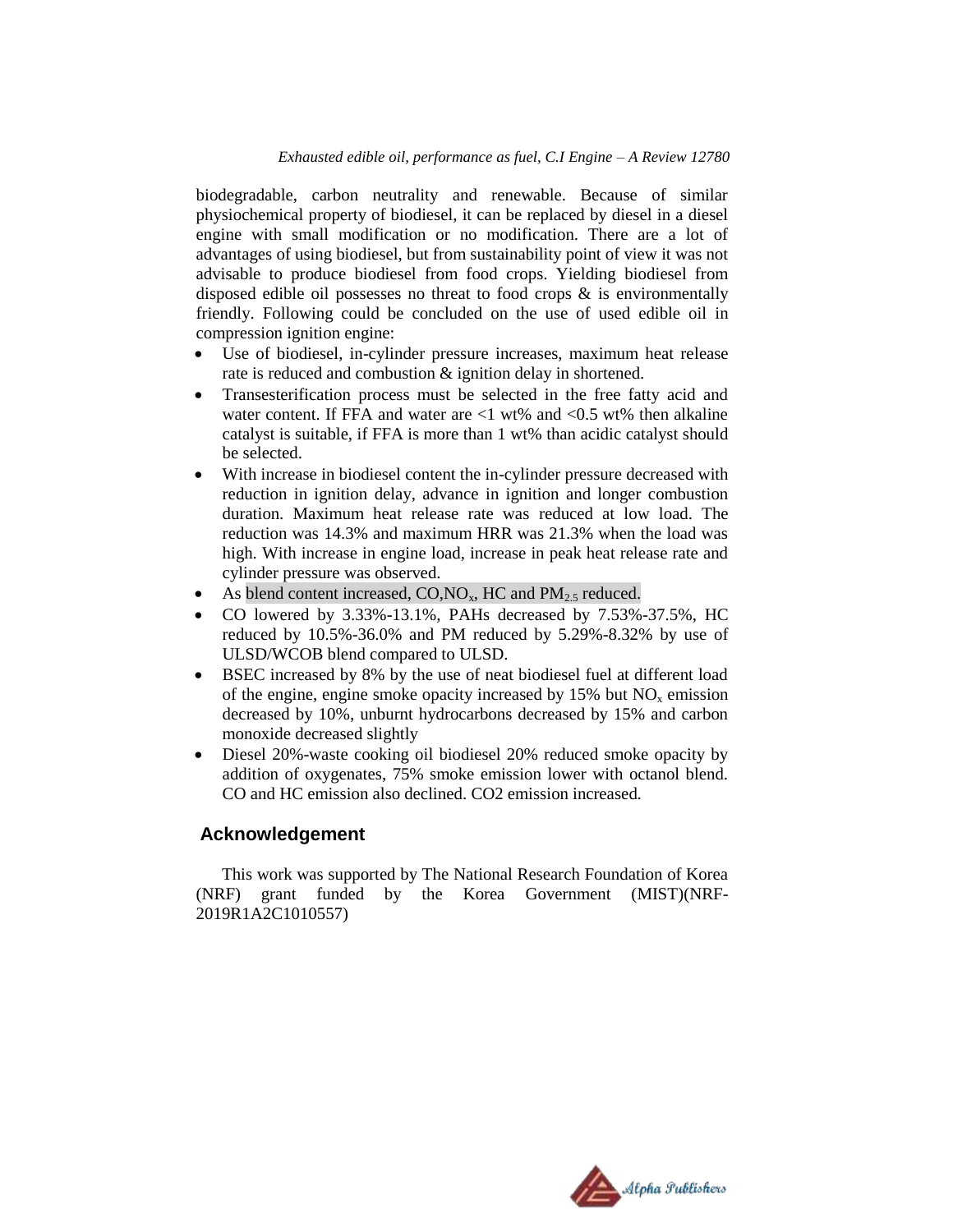biodegradable, carbon neutrality and renewable. Because of similar physiochemical property of biodiesel, it can be replaced by diesel in a diesel engine with small modification or no modification. There are a lot of advantages of using biodiesel, but from sustainability point of view it was not advisable to produce biodiesel from food crops. Yielding biodiesel from disposed edible oil possesses no threat to food crops & is environmentally friendly. Following could be concluded on the use of used edible oil in compression ignition engine:

- Use of biodiesel, in-cylinder pressure increases, maximum heat release rate is reduced and combustion & ignition delay in shortened.
- Transesterification process must be selected in the free fatty acid and water content. If FFA and water are <1 wt% and <0.5 wt% then alkaline catalyst is suitable, if FFA is more than 1 wt% than acidic catalyst should be selected.
- With increase in biodiesel content the in-cylinder pressure decreased with reduction in ignition delay, advance in ignition and longer combustion duration. Maximum heat release rate was reduced at low load. The reduction was 14.3% and maximum HRR was 21.3% when the load was high. With increase in engine load, increase in peak heat release rate and cylinder pressure was observed.
- As blend content increased, CO,$NO_x$, HC and $PM_{2.5}$ reduced.
- CO lowered by 3.33%-13.1%, PAHs decreased by 7.53%-37.5%, HC reduced by 10.5%-36.0% and PM reduced by 5.29%-8.32% by use of ULSD/WCOB blend compared to ULSD.
- BSEC increased by 8% by the use of neat biodiesel fuel at different load of the engine, engine smoke opacity increased by 15% but $NO_x$ emission decreased by 10%, unburnt hydrocarbons decreased by 15% and carbon monoxide decreased slightly
- Diesel 20%-waste cooking oil biodiesel 20% reduced smoke opacity by addition of oxygenates, 75% smoke emission lower with octanol blend. CO and HC emission also declined. CO2 emission increased.

## Acknowledgement

This work was supported by The National Research Foundation of Korea (NRF) grant funded by the Korea Government (MIST)(NRF-2019R1A2C1010557)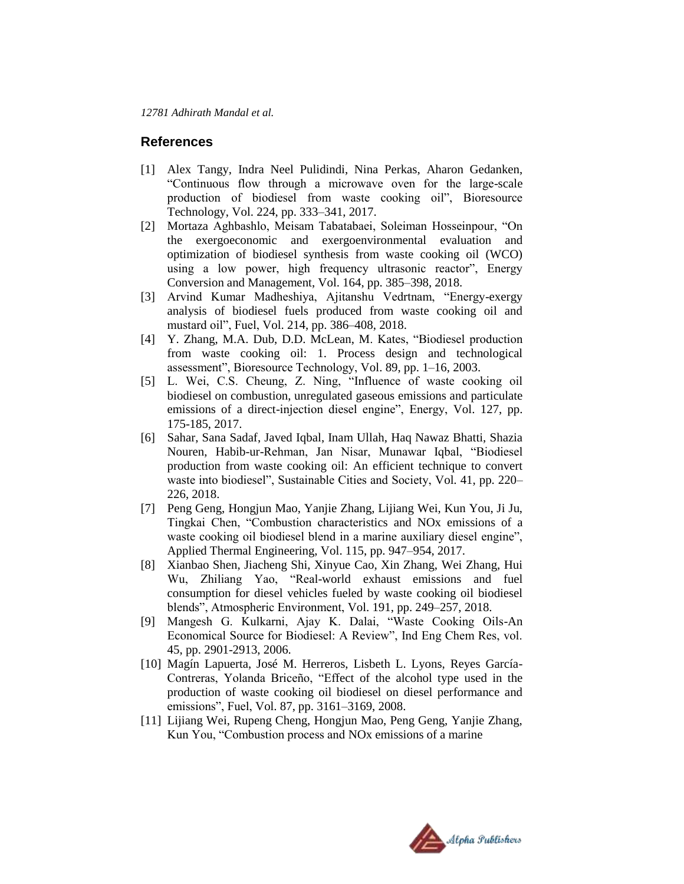## References

[1] Alex Tangy, Indra Neel Pulidindi, Nina Perkas, Aharon Gedanken, "Continuous flow through a microwave oven for the large-scale production of biodiesel from waste cooking oil", Bioresource Technology, Vol. 224, pp. 333–341, 2017.

[2] Mortaza Aghbashlo, Meisam Tabatabaei, Soleiman Hosseinpour, "On the exergoeconomic and exergoenvironmental evaluation and optimization of biodiesel synthesis from waste cooking oil (WCO) using a low power, high frequency ultrasonic reactor", Energy Conversion and Management, Vol. 164, pp. 385–398, 2018.

[3] Arvind Kumar Madheshiya, Ajitanshu Vedrtnam, "Energy-exergy analysis of biodiesel fuels produced from waste cooking oil and mustard oil", Fuel, Vol. 214, pp. 386–408, 2018.

[4] Y. Zhang, M.A. Dub, D.D. McLean, M. Kates, "Biodiesel production from waste cooking oil: 1. Process design and technological assessment", Bioresource Technology, Vol. 89, pp. 1–16, 2003.

[5] L. Wei, C.S. Cheung, Z. Ning, "Influence of waste cooking oil biodiesel on combustion, unregulated gaseous emissions and particulate emissions of a direct-injection diesel engine", Energy, Vol. 127, pp. 175-185, 2017.

[6] Sahar, Sana Sadaf, Javed Iqbal, Inam Ullah, Haq Nawaz Bhatti, Shazia Nouren, Habib-ur-Rehman, Jan Nisar, Munawar Iqbal, "Biodiesel production from waste cooking oil: An efficient technique to convert waste into biodiesel", Sustainable Cities and Society, Vol. 41, pp. 220–226, 2018.

[7] Peng Geng, Hongjun Mao, Yanjie Zhang, Lijiang Wei, Kun You, Ji Ju, Tingkai Chen, "Combustion characteristics and NOx emissions of a waste cooking oil biodiesel blend in a marine auxiliary diesel engine", Applied Thermal Engineering, Vol. 115, pp. 947–954, 2017.

[8] Xianbao Shen, Jiacheng Shi, Xinyue Cao, Xin Zhang, Wei Zhang, Hui Wu, Zhiliang Yao, "Real-world exhaust emissions and fuel consumption for diesel vehicles fueled by waste cooking oil biodiesel blends", Atmospheric Environment, Vol. 191, pp. 249–257, 2018.

[9] Mangesh G. Kulkarni, Ajay K. Dalai, "Waste Cooking Oils-An Economical Source for Biodiesel: A Review", Ind Eng Chem Res, vol. 45, pp. 2901-2913, 2006.

[10] Magín Lapuerta, José M. Herreros, Lisbeth L. Lyons, Reyes García-Contreras, Yolanda Briceño, "Effect of the alcohol type used in the production of waste cooking oil biodiesel on diesel performance and emissions", Fuel, Vol. 87, pp. 3161–3169, 2008.

[11] Lijiang Wei, Rupeng Cheng, Hongjun Mao, Peng Geng, Yanjie Zhang, Kun You, "Combustion process and NOx emissions of a marine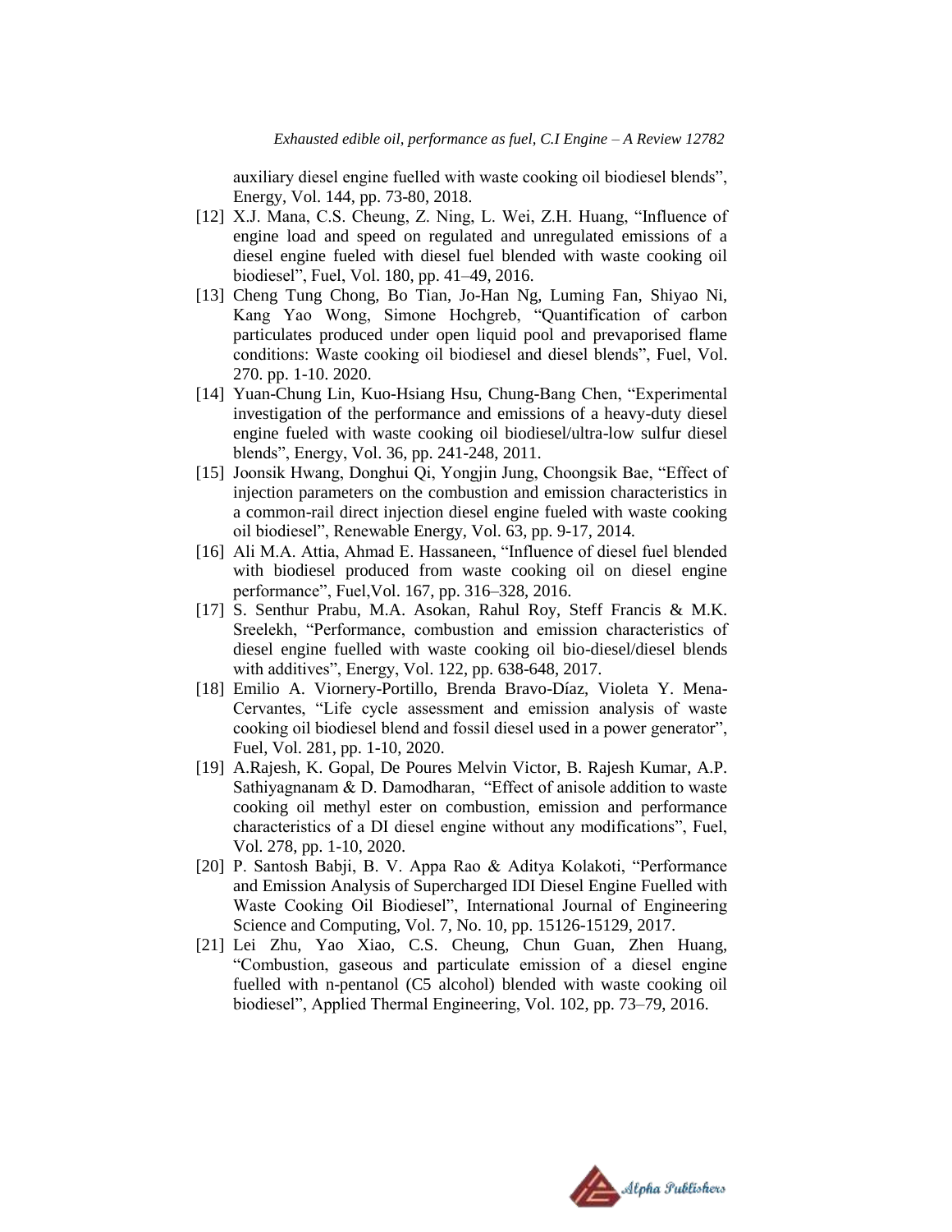auxiliary diesel engine fuelled with waste cooking oil biodiesel blends", Energy, Vol. 144, pp. 73-80, 2018.

[12] X.J. Mana, C.S. Cheung, Z. Ning, L. Wei, Z.H. Huang, "Influence of engine load and speed on regulated and unregulated emissions of a diesel engine fueled with diesel fuel blended with waste cooking oil biodiesel", Fuel, Vol. 180, pp. 41–49, 2016.

[13] Cheng Tung Chong, Bo Tian, Jo-Han Ng, Luming Fan, Shiyao Ni, Kang Yao Wong, Simone Hochgreb, "Quantification of carbon particulates produced under open liquid pool and prevaporised flame conditions: Waste cooking oil biodiesel and diesel blends", Fuel, Vol. 270. pp. 1-10. 2020.

[14] Yuan-Chung Lin, Kuo-Hsiang Hsu, Chung-Bang Chen, "Experimental investigation of the performance and emissions of a heavy-duty diesel engine fueled with waste cooking oil biodiesel/ultra-low sulfur diesel blends", Energy, Vol. 36, pp. 241-248, 2011.

[15] Joonsik Hwang, Donghui Qi, Yongjin Jung, Choongsik Bae, "Effect of injection parameters on the combustion and emission characteristics in a common-rail direct injection diesel engine fueled with waste cooking oil biodiesel", Renewable Energy, Vol. 63, pp. 9-17, 2014.

[16] Ali M.A. Attia, Ahmad E. Hassaneen, "Influence of diesel fuel blended with biodiesel produced from waste cooking oil on diesel engine performance", Fuel,Vol. 167, pp. 316–328, 2016.

[17] S. Senthur Prabu, M.A. Asokan, Rahul Roy, Steff Francis & M.K. Sreelekh, "Performance, combustion and emission characteristics of diesel engine fuelled with waste cooking oil bio-diesel/diesel blends with additives", Energy, Vol. 122, pp. 638-648, 2017.

[18] Emilio A. Viornery-Portillo, Brenda Bravo-Díaz, Violeta Y. Mena-Cervantes, "Life cycle assessment and emission analysis of waste cooking oil biodiesel blend and fossil diesel used in a power generator", Fuel, Vol. 281, pp. 1-10, 2020.

[19] A.Rajesh, K. Gopal, De Poures Melvin Victor, B. Rajesh Kumar, A.P. Sathiyagnanam & D. Damodharan, "Effect of anisole addition to waste cooking oil methyl ester on combustion, emission and performance characteristics of a DI diesel engine without any modifications", Fuel, Vol. 278, pp. 1-10, 2020.

[20] P. Santosh Babji, B. V. Appa Rao & Aditya Kolakoti, "Performance and Emission Analysis of Supercharged IDI Diesel Engine Fuelled with Waste Cooking Oil Biodiesel", International Journal of Engineering Science and Computing, Vol. 7, No. 10, pp. 15126-15129, 2017.

[21] Lei Zhu, Yao Xiao, C.S. Cheung, Chun Guan, Zhen Huang, "Combustion, gaseous and particulate emission of a diesel engine fuelled with n-pentanol (C5 alcohol) blended with waste cooking oil biodiesel", Applied Thermal Engineering, Vol. 102, pp. 73–79, 2016.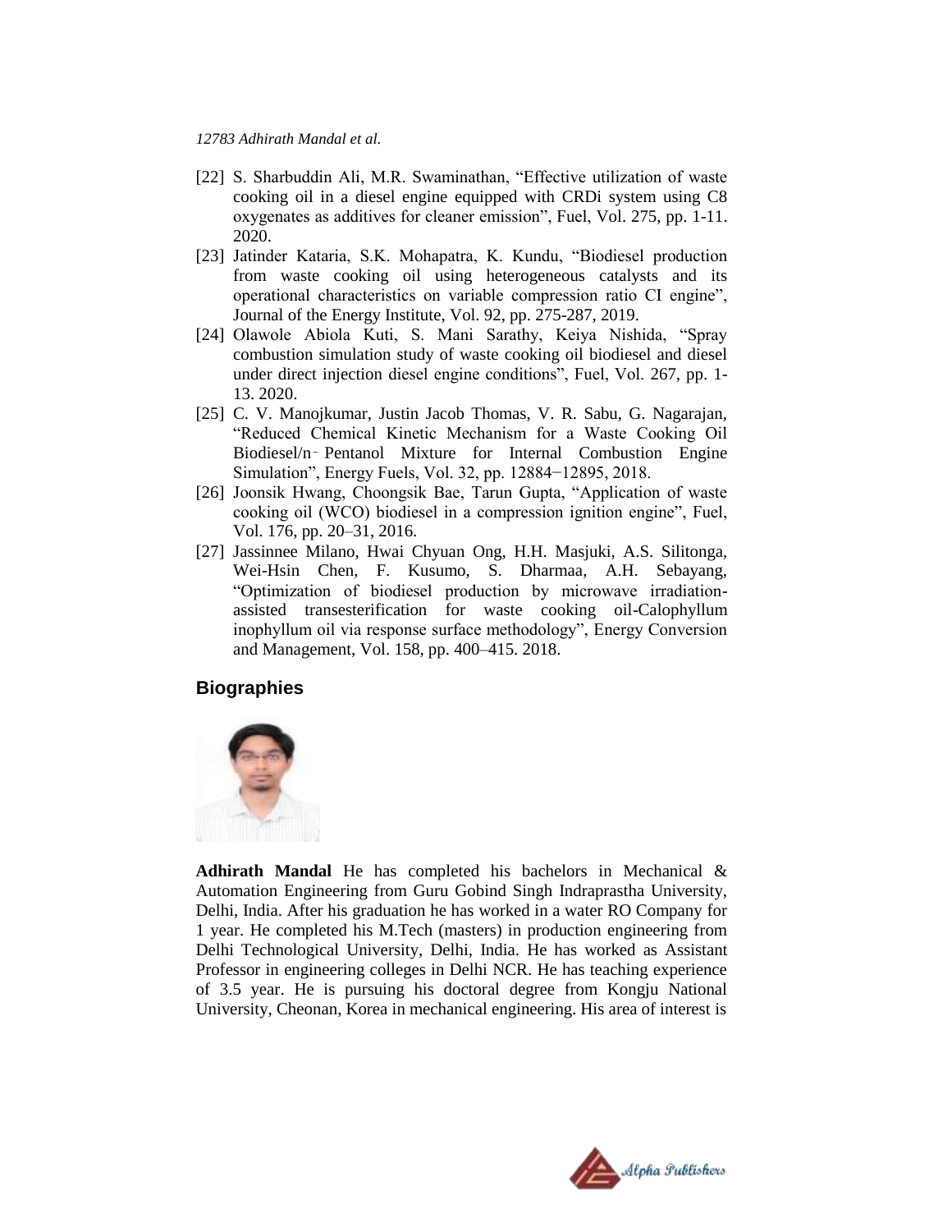[22] S. Sharbuddin Ali, M.R. Swaminathan, "Effective utilization of waste cooking oil in a diesel engine equipped with CRDi system using C8 oxygenates as additives for cleaner emission", Fuel, Vol. 275, pp. 1-11. 2020.

[23] Jatinder Kataria, S.K. Mohapatra, K. Kundu, "Biodiesel production from waste cooking oil using heterogeneous catalysts and its operational characteristics on variable compression ratio CI engine", Journal of the Energy Institute, Vol. 92, pp. 275-287, 2019.

[24] Olawole Abiola Kuti, S. Mani Sarathy, Keiya Nishida, "Spray combustion simulation study of waste cooking oil biodiesel and diesel under direct injection diesel engine conditions", Fuel, Vol. 267, pp. 1-13. 2020.

[25] C. V. Manojkumar, Justin Jacob Thomas, V. R. Sabu, G. Nagarajan, "Reduced Chemical Kinetic Mechanism for a Waste Cooking Oil Biodiesel/n‑Pentanol Mixture for Internal Combustion Engine Simulation", Energy Fuels, Vol. 32, pp. 12884−12895, 2018.

[26] Joonsik Hwang, Choongsik Bae, Tarun Gupta, "Application of waste cooking oil (WCO) biodiesel in a compression ignition engine", Fuel, Vol. 176, pp. 20–31, 2016.

[27] Jassinnee Milano, Hwai Chyuan Ong, H.H. Masjuki, A.S. Silitonga, Wei-Hsin Chen, F. Kusumo, S. Dharmaa, A.H. Sebayang, "Optimization of biodiesel production by microwave irradiation-assisted transesterification for waste cooking oil-Calophyllum inophyllum oil via response surface methodology", Energy Conversion and Management, Vol. 158, pp. 400–415. 2018.

## Biographies

**Adhirath Mandal** He has completed his bachelors in Mechanical & Automation Engineering from Guru Gobind Singh Indraprastha University, Delhi, India. After his graduation he has worked in a water RO Company for 1 year. He completed his M.Tech (masters) in production engineering from Delhi Technological University, Delhi, India. He has worked as Assistant Professor in engineering colleges in Delhi NCR. He has teaching experience of 3.5 year. He is pursuing his doctoral degree from Kongju National University, Cheonan, Korea in mechanical engineering. His area of interest is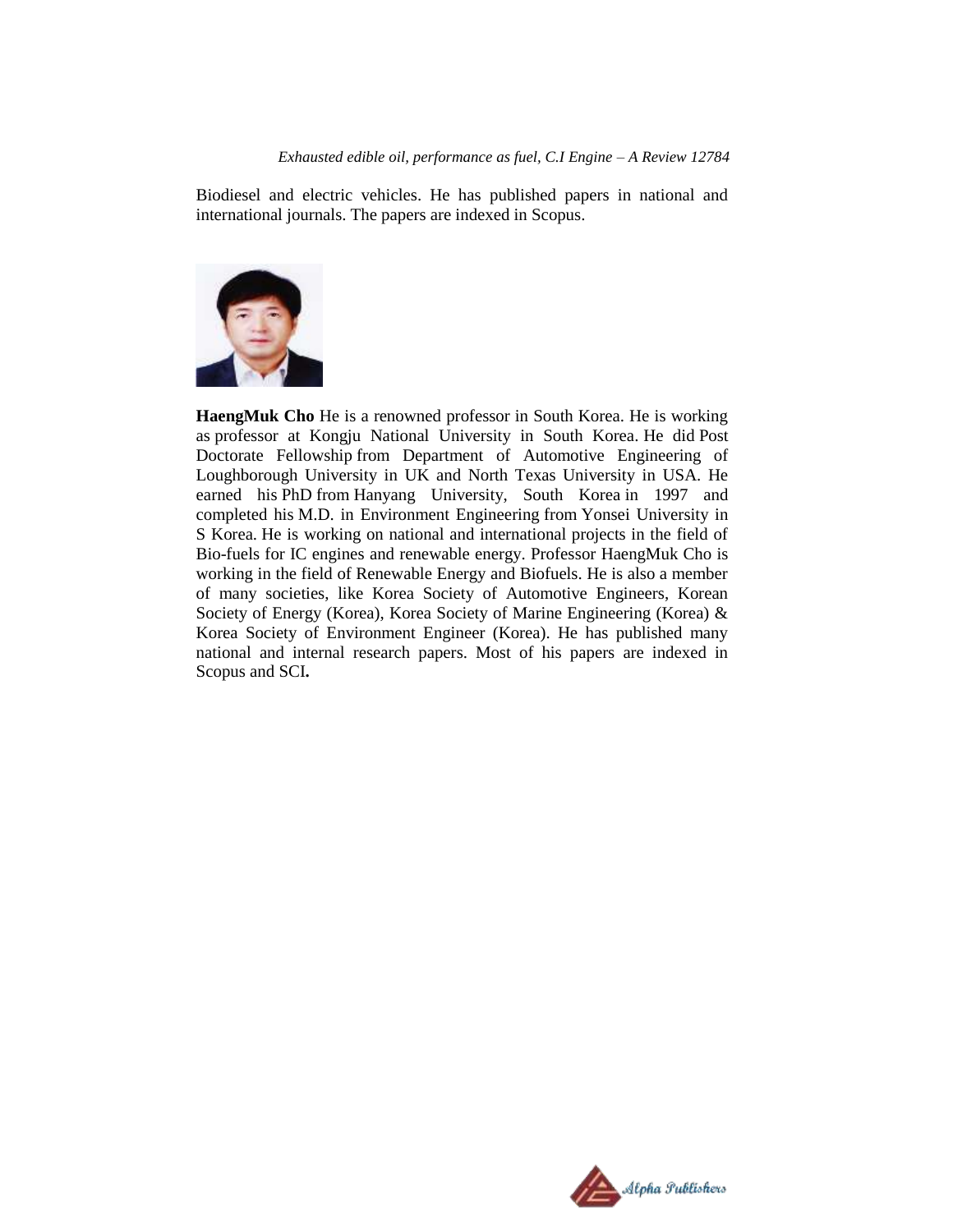Biodiesel and electric vehicles. He has published papers in national and international journals. The papers are indexed in Scopus.

**HaengMuk Cho** He is a renowned professor in South Korea. He is working as professor at Kongju National University in South Korea. He did Post Doctorate Fellowship from Department of Automotive Engineering of Loughborough University in UK and North Texas University in USA. He earned his PhD from Hanyang University, South Korea in 1997 and completed his M.D. in Environment Engineering from Yonsei University in S Korea. He is working on national and international projects in the field of Bio-fuels for IC engines and renewable energy. Professor HaengMuk Cho is working in the field of Renewable Energy and Biofuels. He is also a member of many societies, like Korea Society of Automotive Engineers, Korean Society of Energy (Korea), Korea Society of Marine Engineering (Korea) & Korea Society of Environment Engineer (Korea). He has published many national and internal research papers. Most of his papers are indexed in Scopus and SCI**.**